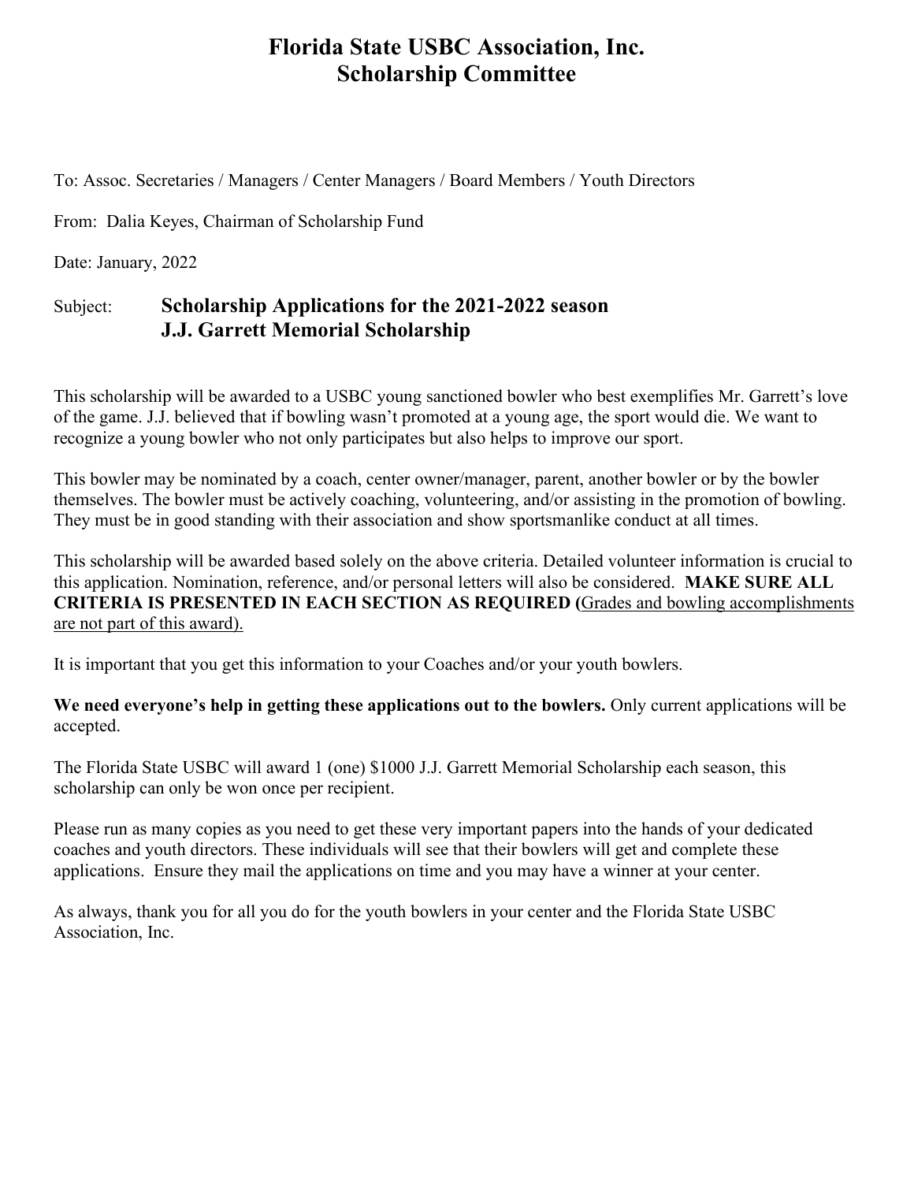# Florida State USBC Association, Inc.
# Scholarship Committee

To: Assoc. Secretaries / Managers / Center Managers / Board Members / Youth Directors

From: Dalia Keyes, Chairman of Scholarship Fund

Date: January, 2022

Subject: **Scholarship Applications for the 2021-2022 season**
**J.J. Garrett Memorial Scholarship**

This scholarship will be awarded to a USBC young sanctioned bowler who best exemplifies Mr. Garrett's love of the game. J.J. believed that if bowling wasn't promoted at a young age, the sport would die. We want to recognize a young bowler who not only participates but also helps to improve our sport.

This bowler may be nominated by a coach, center owner/manager, parent, another bowler or by the bowler themselves. The bowler must be actively coaching, volunteering, and/or assisting in the promotion of bowling. They must be in good standing with their association and show sportsmanlike conduct at all times.

This scholarship will be awarded based solely on the above criteria. Detailed volunteer information is crucial to this application. Nomination, reference, and/or personal letters will also be considered. **MAKE SURE ALL CRITERIA IS PRESENTED IN EACH SECTION AS REQUIRED (**<u>Grades and bowling accomplishments are not part of this award).</u>

It is important that you get this information to your Coaches and/or your youth bowlers.

**We need everyone's help in getting these applications out to the bowlers.** Only current applications will be accepted.

The Florida State USBC will award 1 (one) $1000 J.J. Garrett Memorial Scholarship each season, this scholarship can only be won once per recipient.

Please run as many copies as you need to get these very important papers into the hands of your dedicated coaches and youth directors. These individuals will see that their bowlers will get and complete these applications. Ensure they mail the applications on time and you may have a winner at your center.

As always, thank you for all you do for the youth bowlers in your center and the Florida State USBC Association, Inc.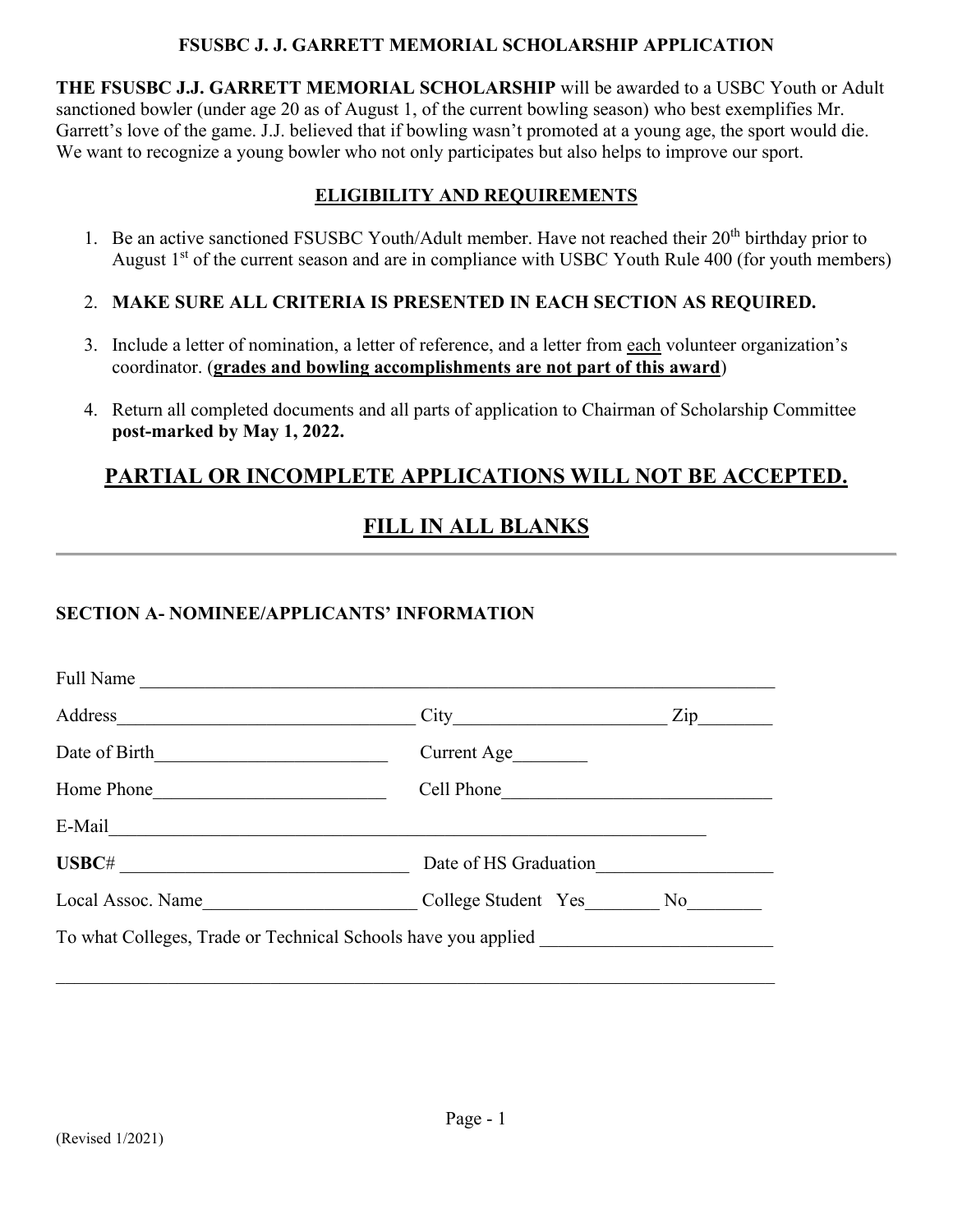**FSUSBC J. J. GARRETT MEMORIAL SCHOLARSHIP APPLICATION**

**THE FSUSBC J.J. GARRETT MEMORIAL SCHOLARSHIP** will be awarded to a USBC Youth or Adult sanctioned bowler (under age 20 as of August 1, of the current bowling season) who best exemplifies Mr. Garrett's love of the game. J.J. believed that if bowling wasn't promoted at a young age, the sport would die. We want to recognize a young bowler who not only participates but also helps to improve our sport.

## ELIGIBILITY AND REQUIREMENTS

1. Be an active sanctioned FSUSBC Youth/Adult member. Have not reached their 20th birthday prior to August 1st of the current season and are in compliance with USBC Youth Rule 400 (for youth members)
2. **MAKE SURE ALL CRITERIA IS PRESENTED IN EACH SECTION AS REQUIRED.**
3. Include a letter of nomination, a letter of reference, and a letter from each volunteer organization's coordinator. (**grades and bowling accomplishments are not part of this award**)
4. Return all completed documents and all parts of application to Chairman of Scholarship Committee **post-marked by May 1, 2022.**

## PARTIAL OR INCOMPLETE APPLICATIONS WILL NOT BE ACCEPTED.

## FILL IN ALL BLANKS

---

**SECTION A- NOMINEE/APPLICANTS' INFORMATION**

Full Name ______________________________________________

Address ______________________ City ________________ Zip ________

Date of Birth ____________________ Current Age ________

Home Phone ____________________ Cell Phone ______________________

E-Mail ______________________________________________

**USBC**# ______________________ Date of HS Graduation ______________

Local Assoc. Name ________________ College Student Yes ________ No ________

To what Colleges, Trade or Technical Schools have you applied ____________________

______________________________________________

(Revised 1/2021)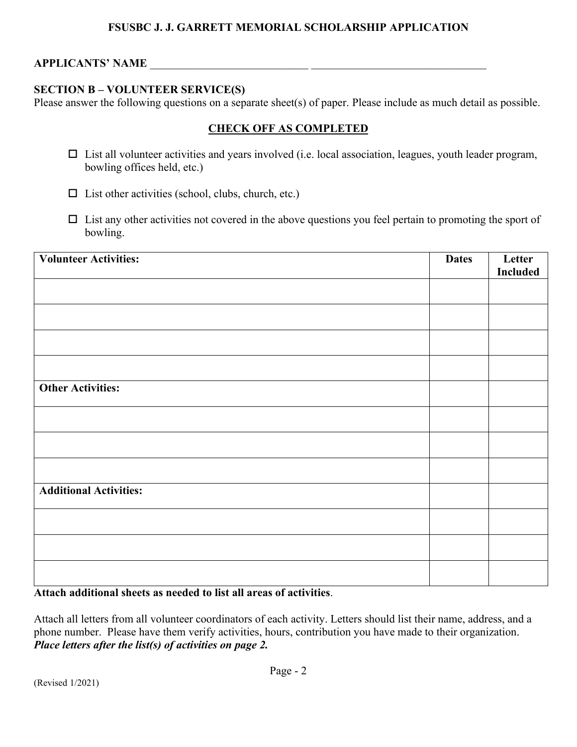# FSUSBC J. J. GARRETT MEMORIAL SCHOLARSHIP APPLICATION

**APPLICANTS' NAME** ____________________________ ________________________________

## SECTION B – VOLUNTEER SERVICE(S)

Please answer the following questions on a separate sheet(s) of paper. Please include as much detail as possible.

**CHECK OFF AS COMPLETED**

- ☐ List all volunteer activities and years involved (i.e. local association, leagues, youth leader program, bowling offices held, etc.)
- ☐ List other activities (school, clubs, church, etc.)
- ☐ List any other activities not covered in the above questions you feel pertain to promoting the sport of bowling.

| Volunteer Activities: | Dates | Letter Included |
|---|---|---|
| | | |
| | | |
| | | |
| | | |
| **Other Activities:** | | |
| | | |
| | | |
| | | |
| **Additional Activities:** | | |
| | | |
| | | |
| | | |

**Attach additional sheets as needed to list all areas of activities**.

Attach all letters from all volunteer coordinators of each activity. Letters should list their name, address, and a phone number. Please have them verify activities, hours, contribution you have made to their organization. ***Place letters after the list(s) of activities on page 2.***

(Revised 1/2021)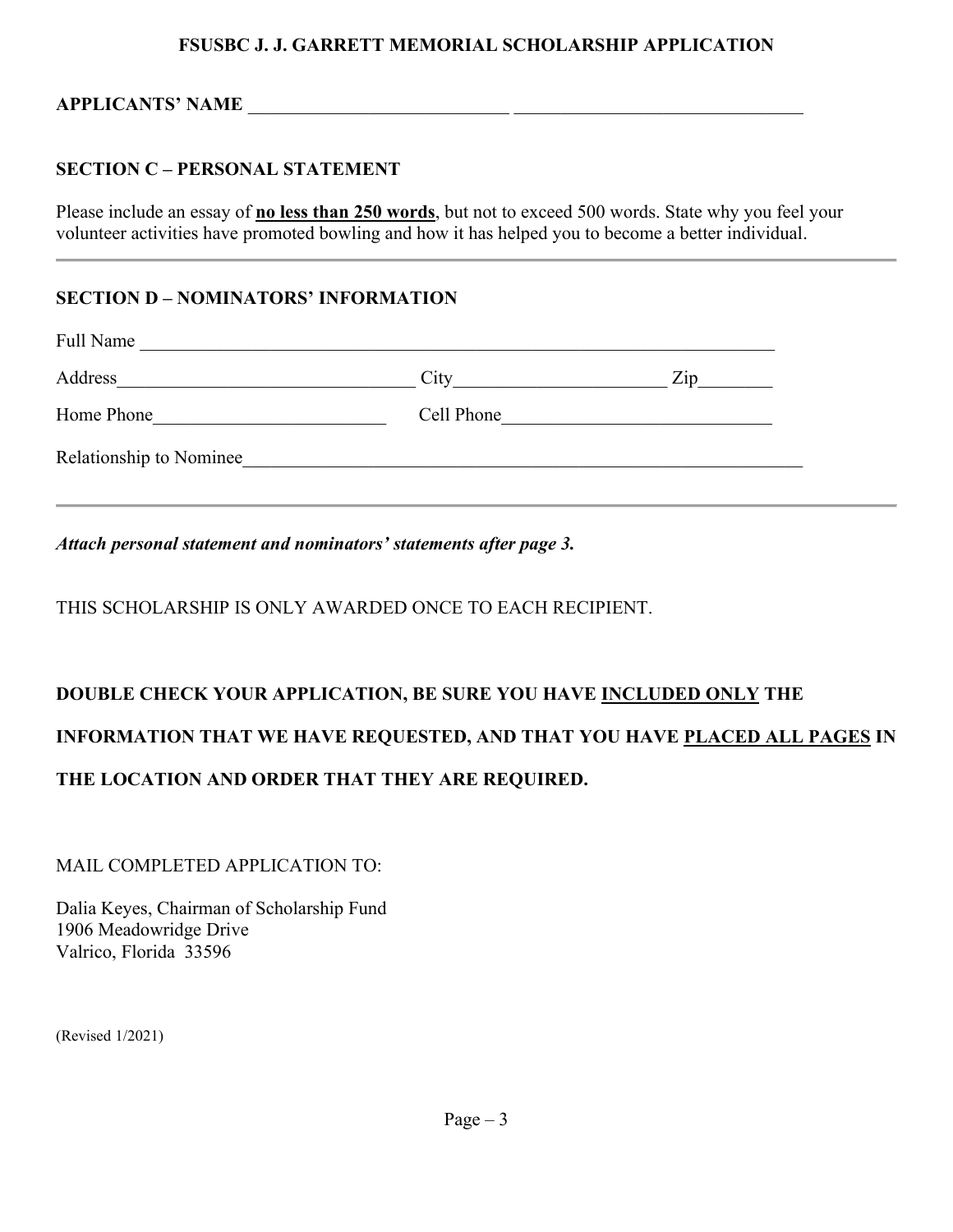**FSUSBC J. J. GARRETT MEMORIAL SCHOLARSHIP APPLICATION**

**APPLICANTS' NAME** ____________________________ ________________________________

## SECTION C – PERSONAL STATEMENT

Please include an essay of **no less than 250 words**, but not to exceed 500 words. State why you feel your volunteer activities have promoted bowling and how it has helped you to become a better individual.

---

## SECTION D – NOMINATORS' INFORMATION

Full Name ______________________________________________________________________

Address________________________________ City______________________ Zip________

Home Phone________________________ Cell Phone____________________________

Relationship to Nominee__________________________________________________________

---

***Attach personal statement and nominators' statements after page 3.***

THIS SCHOLARSHIP IS ONLY AWARDED ONCE TO EACH RECIPIENT.

**DOUBLE CHECK YOUR APPLICATION, BE SURE YOU HAVE INCLUDED ONLY THE INFORMATION THAT WE HAVE REQUESTED, AND THAT YOU HAVE PLACED ALL PAGES IN THE LOCATION AND ORDER THAT THEY ARE REQUIRED.**

MAIL COMPLETED APPLICATION TO:

Dalia Keyes, Chairman of Scholarship Fund
1906 Meadowridge Drive
Valrico, Florida 33596

(Revised 1/2021)